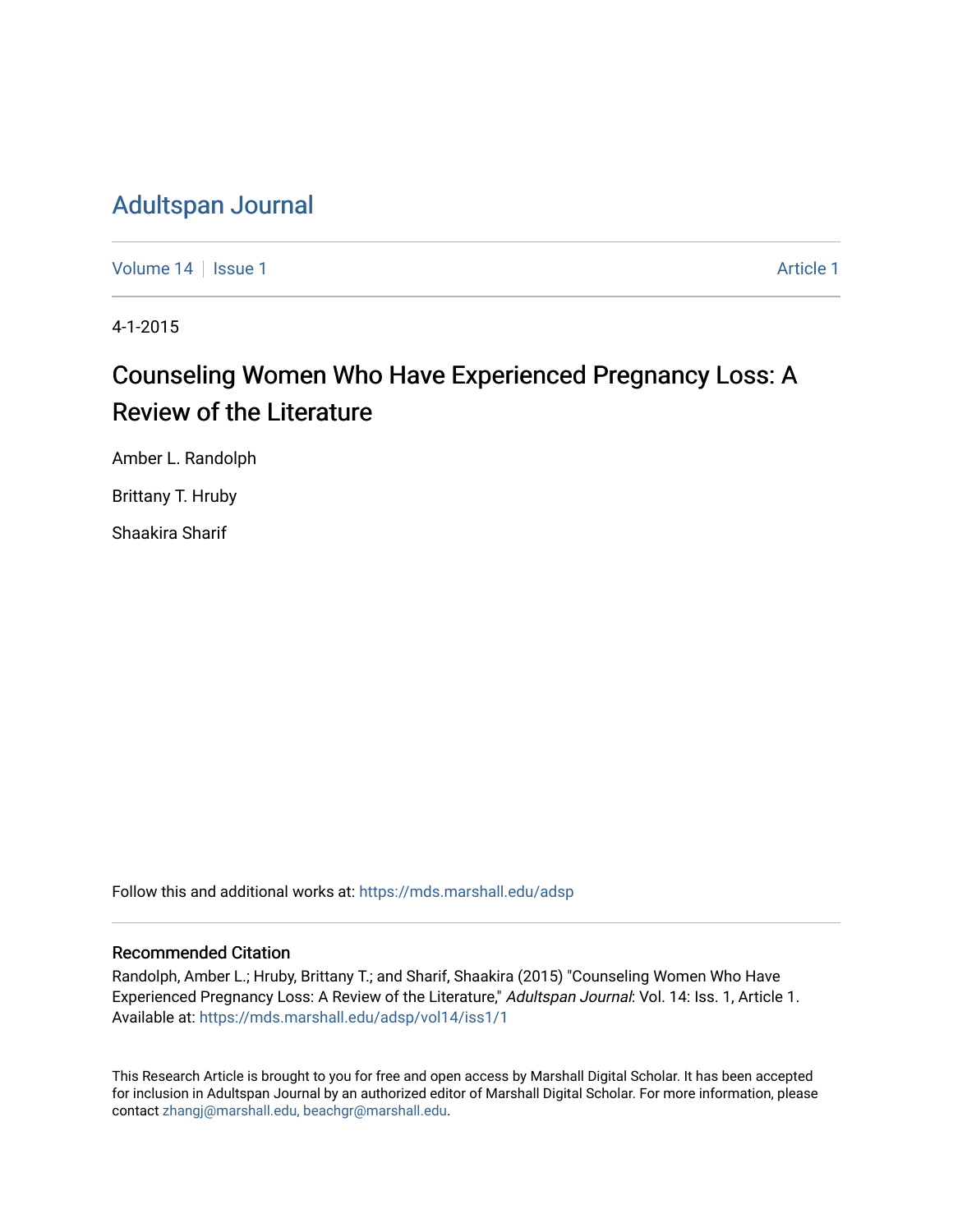# Adultspan Journal

Volume 14 | Issue 1 | Article 1

4-1-2015

## Counseling Women Who Have Experienced Pregnancy Loss: A Review of the Literature

Amber L. Randolph

Brittany T. Hruby

Shaakira Sharif

Follow this and additional works at: https://mds.marshall.edu/adsp

### Recommended Citation

Randolph, Amber L.; Hruby, Brittany T.; and Sharif, Shaakira (2015) "Counseling Women Who Have Experienced Pregnancy Loss: A Review of the Literature," *Adultspan Journal*: Vol. 14: Iss. 1, Article 1. Available at: https://mds.marshall.edu/adsp/vol14/iss1/1

This Research Article is brought to you for free and open access by Marshall Digital Scholar. It has been accepted for inclusion in Adultspan Journal by an authorized editor of Marshall Digital Scholar. For more information, please contact zhangj@marshall.edu, beachgr@marshall.edu.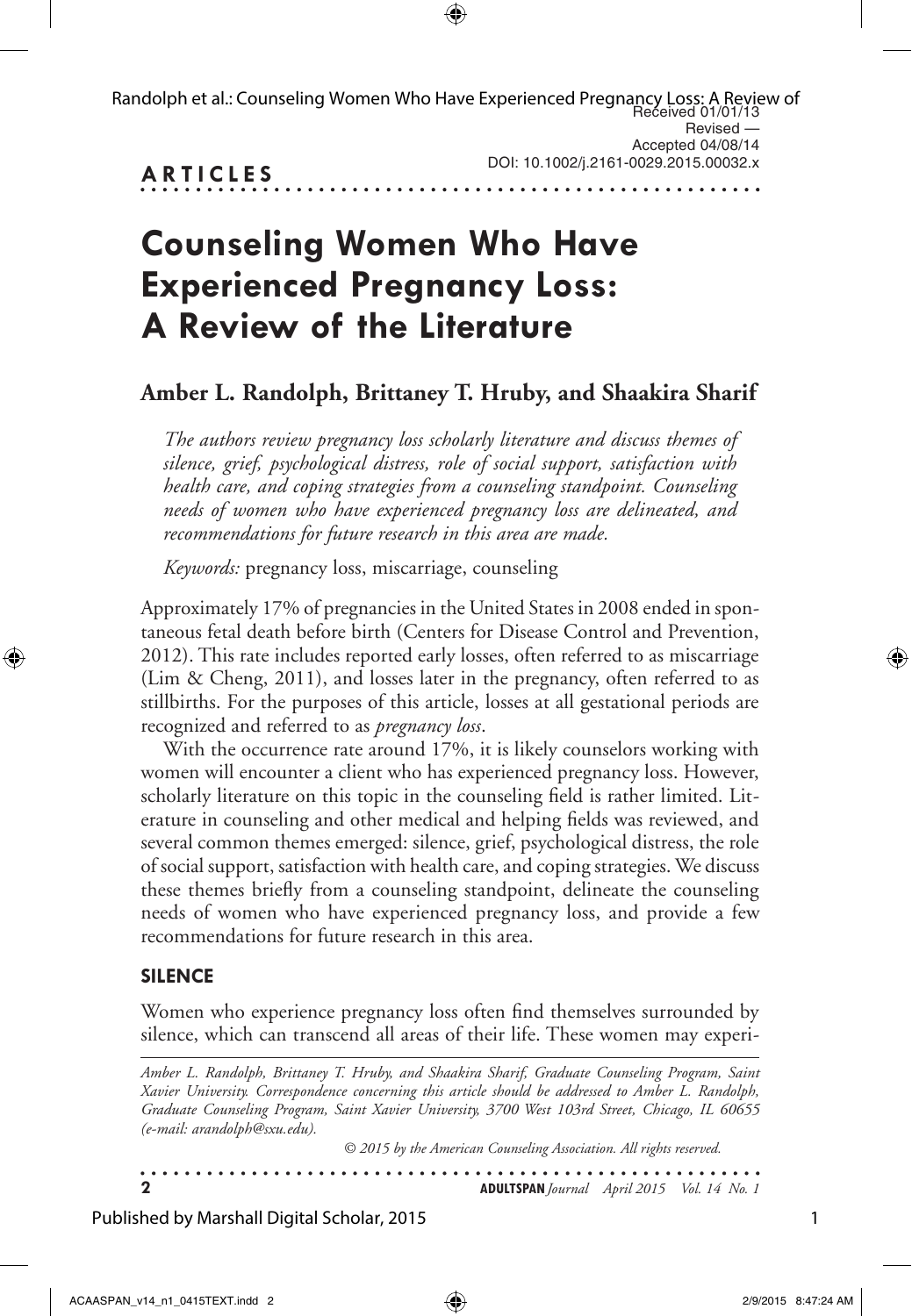Received 01/01/13
Revised —
Accepted 04/08/14
DOI: 10.1002/j.2161-0029.2015.00032.x

**ARTICLES**

# Counseling Women Who Have Experienced Pregnancy Loss: A Review of the Literature

## Amber L. Randolph, Brittaney T. Hruby, and Shaakira Sharif

*The authors review pregnancy loss scholarly literature and discuss themes of silence, grief, psychological distress, role of social support, satisfaction with health care, and coping strategies from a counseling standpoint. Counseling needs of women who have experienced pregnancy loss are delineated, and recommendations for future research in this area are made.*

*Keywords:* pregnancy loss, miscarriage, counseling

Approximately 17% of pregnancies in the United States in 2008 ended in spontaneous fetal death before birth (Centers for Disease Control and Prevention, 2012). This rate includes reported early losses, often referred to as miscarriage (Lim & Cheng, 2011), and losses later in the pregnancy, often referred to as stillbirths. For the purposes of this article, losses at all gestational periods are recognized and referred to as *pregnancy loss*.

With the occurrence rate around 17%, it is likely counselors working with women will encounter a client who has experienced pregnancy loss. However, scholarly literature on this topic in the counseling field is rather limited. Literature in counseling and other medical and helping fields was reviewed, and several common themes emerged: silence, grief, psychological distress, the role of social support, satisfaction with health care, and coping strategies. We discuss these themes briefly from a counseling standpoint, delineate the counseling needs of women who have experienced pregnancy loss, and provide a few recommendations for future research in this area.

### SILENCE

Women who experience pregnancy loss often find themselves surrounded by silence, which can transcend all areas of their life. These women may experi-

*Amber L. Randolph, Brittaney T. Hruby, and Shaakira Sharif, Graduate Counseling Program, Saint Xavier University. Correspondence concerning this article should be addressed to Amber L. Randolph, Graduate Counseling Program, Saint Xavier University, 3700 West 103rd Street, Chicago, IL 60655 (e-mail: arandolph@sxu.edu).*

*© 2015 by the American Counseling Association. All rights reserved.*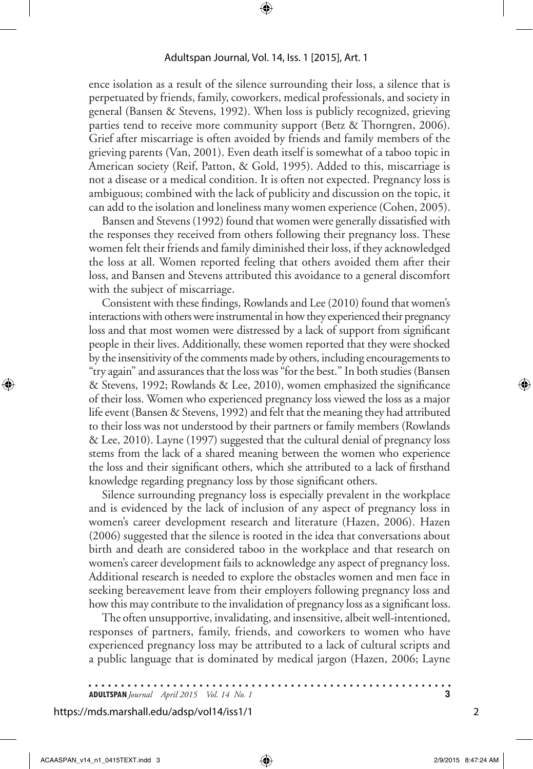ence isolation as a result of the silence surrounding their loss, a silence that is perpetuated by friends, family, coworkers, medical professionals, and society in general (Bansen & Stevens, 1992). When loss is publicly recognized, grieving parties tend to receive more community support (Betz & Thorngren, 2006). Grief after miscarriage is often avoided by friends and family members of the grieving parents (Van, 2001). Even death itself is somewhat of a taboo topic in American society (Reif, Patton, & Gold, 1995). Added to this, miscarriage is not a disease or a medical condition. It is often not expected. Pregnancy loss is ambiguous; combined with the lack of publicity and discussion on the topic, it can add to the isolation and loneliness many women experience (Cohen, 2005).

Bansen and Stevens (1992) found that women were generally dissatisfied with the responses they received from others following their pregnancy loss. These women felt their friends and family diminished their loss, if they acknowledged the loss at all. Women reported feeling that others avoided them after their loss, and Bansen and Stevens attributed this avoidance to a general discomfort with the subject of miscarriage.

Consistent with these findings, Rowlands and Lee (2010) found that women's interactions with others were instrumental in how they experienced their pregnancy loss and that most women were distressed by a lack of support from significant people in their lives. Additionally, these women reported that they were shocked by the insensitivity of the comments made by others, including encouragements to "try again" and assurances that the loss was "for the best." In both studies (Bansen & Stevens, 1992; Rowlands & Lee, 2010), women emphasized the significance of their loss. Women who experienced pregnancy loss viewed the loss as a major life event (Bansen & Stevens, 1992) and felt that the meaning they had attributed to their loss was not understood by their partners or family members (Rowlands & Lee, 2010). Layne (1997) suggested that the cultural denial of pregnancy loss stems from the lack of a shared meaning between the women who experience the loss and their significant others, which she attributed to a lack of firsthand knowledge regarding pregnancy loss by those significant others.

Silence surrounding pregnancy loss is especially prevalent in the workplace and is evidenced by the lack of inclusion of any aspect of pregnancy loss in women's career development research and literature (Hazen, 2006). Hazen (2006) suggested that the silence is rooted in the idea that conversations about birth and death are considered taboo in the workplace and that research on women's career development fails to acknowledge any aspect of pregnancy loss. Additional research is needed to explore the obstacles women and men face in seeking bereavement leave from their employers following pregnancy loss and how this may contribute to the invalidation of pregnancy loss as a significant loss.

The often unsupportive, invalidating, and insensitive, albeit well-intentioned, responses of partners, family, friends, and coworkers to women who have experienced pregnancy loss may be attributed to a lack of cultural scripts and a public language that is dominated by medical jargon (Hazen, 2006; Layne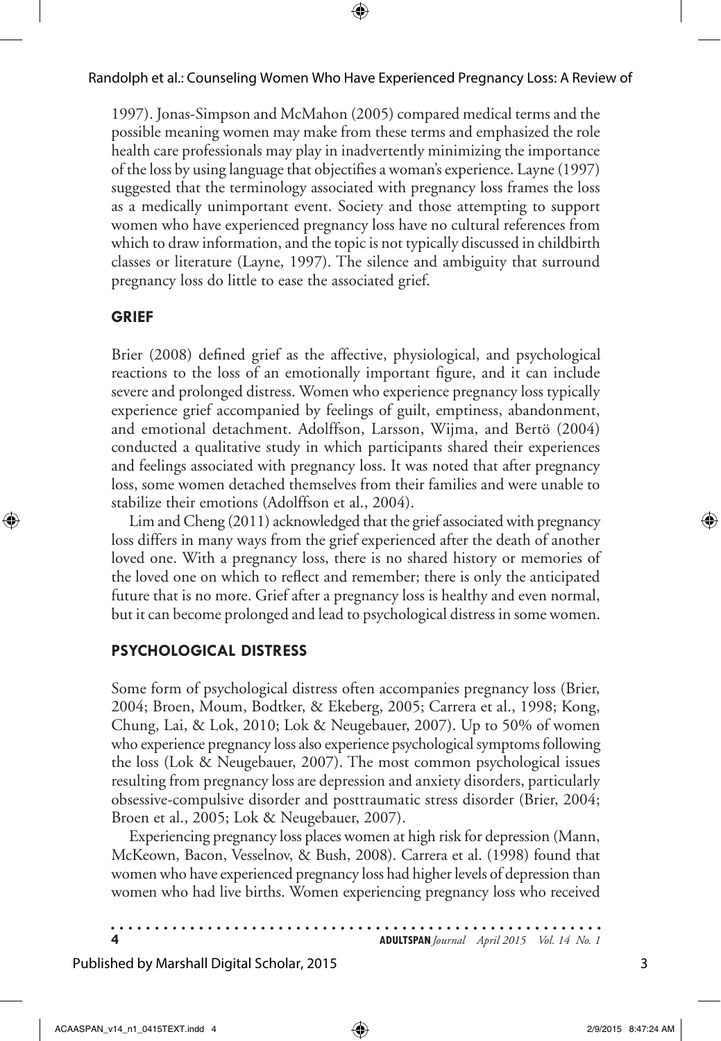1997). Jonas-Simpson and McMahon (2005) compared medical terms and the possible meaning women may make from these terms and emphasized the role health care professionals may play in inadvertently minimizing the importance of the loss by using language that objectifies a woman's experience. Layne (1997) suggested that the terminology associated with pregnancy loss frames the loss as a medically unimportant event. Society and those attempting to support women who have experienced pregnancy loss have no cultural references from which to draw information, and the topic is not typically discussed in childbirth classes or literature (Layne, 1997). The silence and ambiguity that surround pregnancy loss do little to ease the associated grief.

## GRIEF

Brier (2008) defined grief as the affective, physiological, and psychological reactions to the loss of an emotionally important figure, and it can include severe and prolonged distress. Women who experience pregnancy loss typically experience grief accompanied by feelings of guilt, emptiness, abandonment, and emotional detachment. Adolffson, Larsson, Wijma, and Bertö (2004) conducted a qualitative study in which participants shared their experiences and feelings associated with pregnancy loss. It was noted that after pregnancy loss, some women detached themselves from their families and were unable to stabilize their emotions (Adolffson et al., 2004).

Lim and Cheng (2011) acknowledged that the grief associated with pregnancy loss differs in many ways from the grief experienced after the death of another loved one. With a pregnancy loss, there is no shared history or memories of the loved one on which to reflect and remember; there is only the anticipated future that is no more. Grief after a pregnancy loss is healthy and even normal, but it can become prolonged and lead to psychological distress in some women.

## PSYCHOLOGICAL DISTRESS

Some form of psychological distress often accompanies pregnancy loss (Brier, 2004; Broen, Moum, Bodtker, & Ekeberg, 2005; Carrera et al., 1998; Kong, Chung, Lai, & Lok, 2010; Lok & Neugebauer, 2007). Up to 50% of women who experience pregnancy loss also experience psychological symptoms following the loss (Lok & Neugebauer, 2007). The most common psychological issues resulting from pregnancy loss are depression and anxiety disorders, particularly obsessive-compulsive disorder and posttraumatic stress disorder (Brier, 2004; Broen et al., 2005; Lok & Neugebauer, 2007).

Experiencing pregnancy loss places women at high risk for depression (Mann, McKeown, Bacon, Vesselnov, & Bush, 2008). Carrera et al. (1998) found that women who have experienced pregnancy loss had higher levels of depression than women who had live births. Women experiencing pregnancy loss who received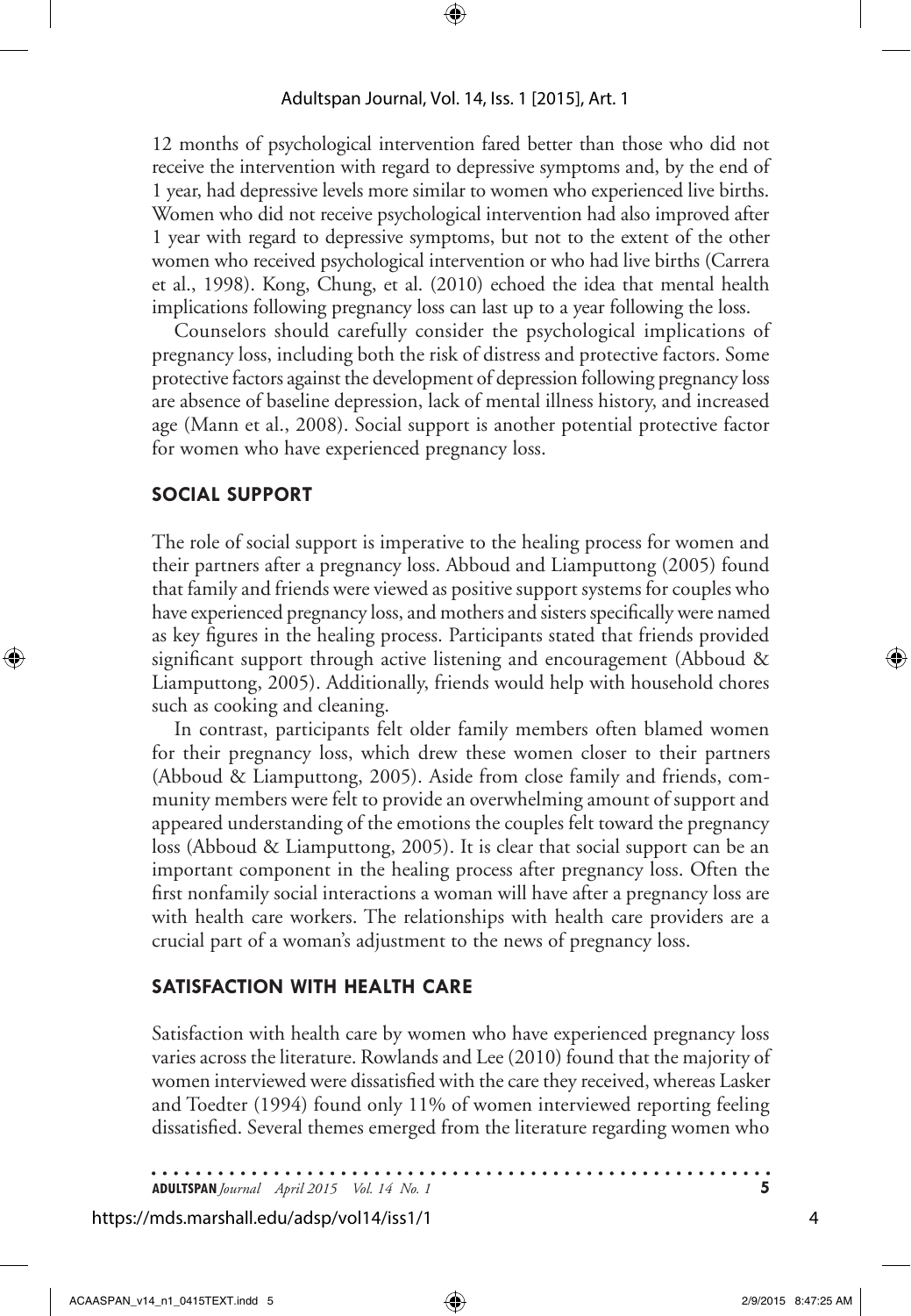12 months of psychological intervention fared better than those who did not receive the intervention with regard to depressive symptoms and, by the end of 1 year, had depressive levels more similar to women who experienced live births. Women who did not receive psychological intervention had also improved after 1 year with regard to depressive symptoms, but not to the extent of the other women who received psychological intervention or who had live births (Carrera et al., 1998). Kong, Chung, et al. (2010) echoed the idea that mental health implications following pregnancy loss can last up to a year following the loss.

Counselors should carefully consider the psychological implications of pregnancy loss, including both the risk of distress and protective factors. Some protective factors against the development of depression following pregnancy loss are absence of baseline depression, lack of mental illness history, and increased age (Mann et al., 2008). Social support is another potential protective factor for women who have experienced pregnancy loss.

## SOCIAL SUPPORT

The role of social support is imperative to the healing process for women and their partners after a pregnancy loss. Abboud and Liamputtong (2005) found that family and friends were viewed as positive support systems for couples who have experienced pregnancy loss, and mothers and sisters specifically were named as key figures in the healing process. Participants stated that friends provided significant support through active listening and encouragement (Abboud & Liamputtong, 2005). Additionally, friends would help with household chores such as cooking and cleaning.

In contrast, participants felt older family members often blamed women for their pregnancy loss, which drew these women closer to their partners (Abboud & Liamputtong, 2005). Aside from close family and friends, community members were felt to provide an overwhelming amount of support and appeared understanding of the emotions the couples felt toward the pregnancy loss (Abboud & Liamputtong, 2005). It is clear that social support can be an important component in the healing process after pregnancy loss. Often the first nonfamily social interactions a woman will have after a pregnancy loss are with health care workers. The relationships with health care providers are a crucial part of a woman's adjustment to the news of pregnancy loss.

## SATISFACTION WITH HEALTH CARE

Satisfaction with health care by women who have experienced pregnancy loss varies across the literature. Rowlands and Lee (2010) found that the majority of women interviewed were dissatisfied with the care they received, whereas Lasker and Toedter (1994) found only 11% of women interviewed reporting feeling dissatisfied. Several themes emerged from the literature regarding women who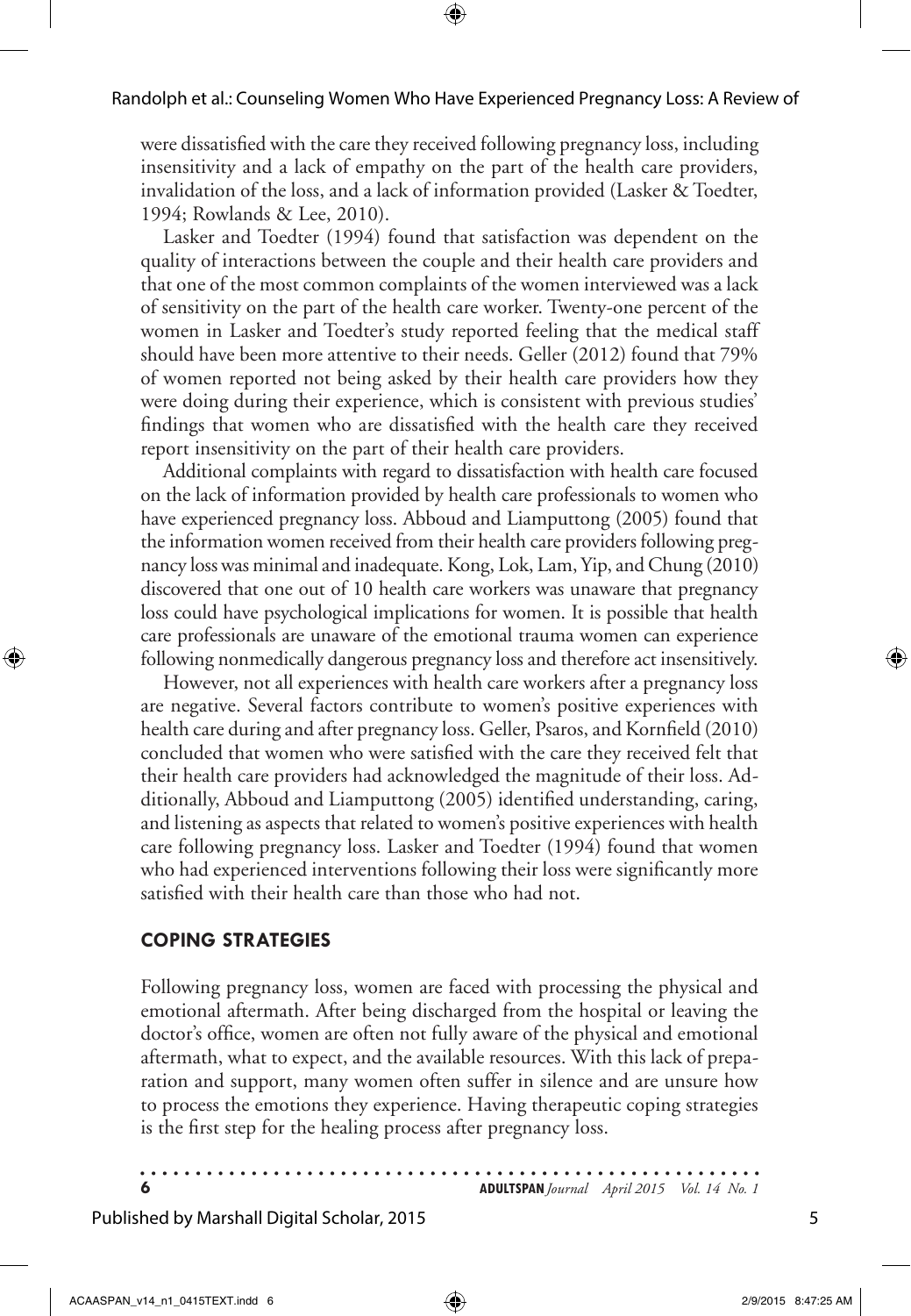were dissatisfied with the care they received following pregnancy loss, including insensitivity and a lack of empathy on the part of the health care providers, invalidation of the loss, and a lack of information provided (Lasker & Toedter, 1994; Rowlands & Lee, 2010).

Lasker and Toedter (1994) found that satisfaction was dependent on the quality of interactions between the couple and their health care providers and that one of the most common complaints of the women interviewed was a lack of sensitivity on the part of the health care worker. Twenty-one percent of the women in Lasker and Toedter's study reported feeling that the medical staff should have been more attentive to their needs. Geller (2012) found that 79% of women reported not being asked by their health care providers how they were doing during their experience, which is consistent with previous studies' findings that women who are dissatisfied with the health care they received report insensitivity on the part of their health care providers.

Additional complaints with regard to dissatisfaction with health care focused on the lack of information provided by health care professionals to women who have experienced pregnancy loss. Abboud and Liamputtong (2005) found that the information women received from their health care providers following pregnancy loss was minimal and inadequate. Kong, Lok, Lam, Yip, and Chung (2010) discovered that one out of 10 health care workers was unaware that pregnancy loss could have psychological implications for women. It is possible that health care professionals are unaware of the emotional trauma women can experience following nonmedically dangerous pregnancy loss and therefore act insensitively.

However, not all experiences with health care workers after a pregnancy loss are negative. Several factors contribute to women's positive experiences with health care during and after pregnancy loss. Geller, Psaros, and Kornfield (2010) concluded that women who were satisfied with the care they received felt that their health care providers had acknowledged the magnitude of their loss. Additionally, Abboud and Liamputtong (2005) identified understanding, caring, and listening as aspects that related to women's positive experiences with health care following pregnancy loss. Lasker and Toedter (1994) found that women who had experienced interventions following their loss were significantly more satisfied with their health care than those who had not.

## COPING STRATEGIES

Following pregnancy loss, women are faced with processing the physical and emotional aftermath. After being discharged from the hospital or leaving the doctor's office, women are often not fully aware of the physical and emotional aftermath, what to expect, and the available resources. With this lack of preparation and support, many women often suffer in silence and are unsure how to process the emotions they experience. Having therapeutic coping strategies is the first step for the healing process after pregnancy loss.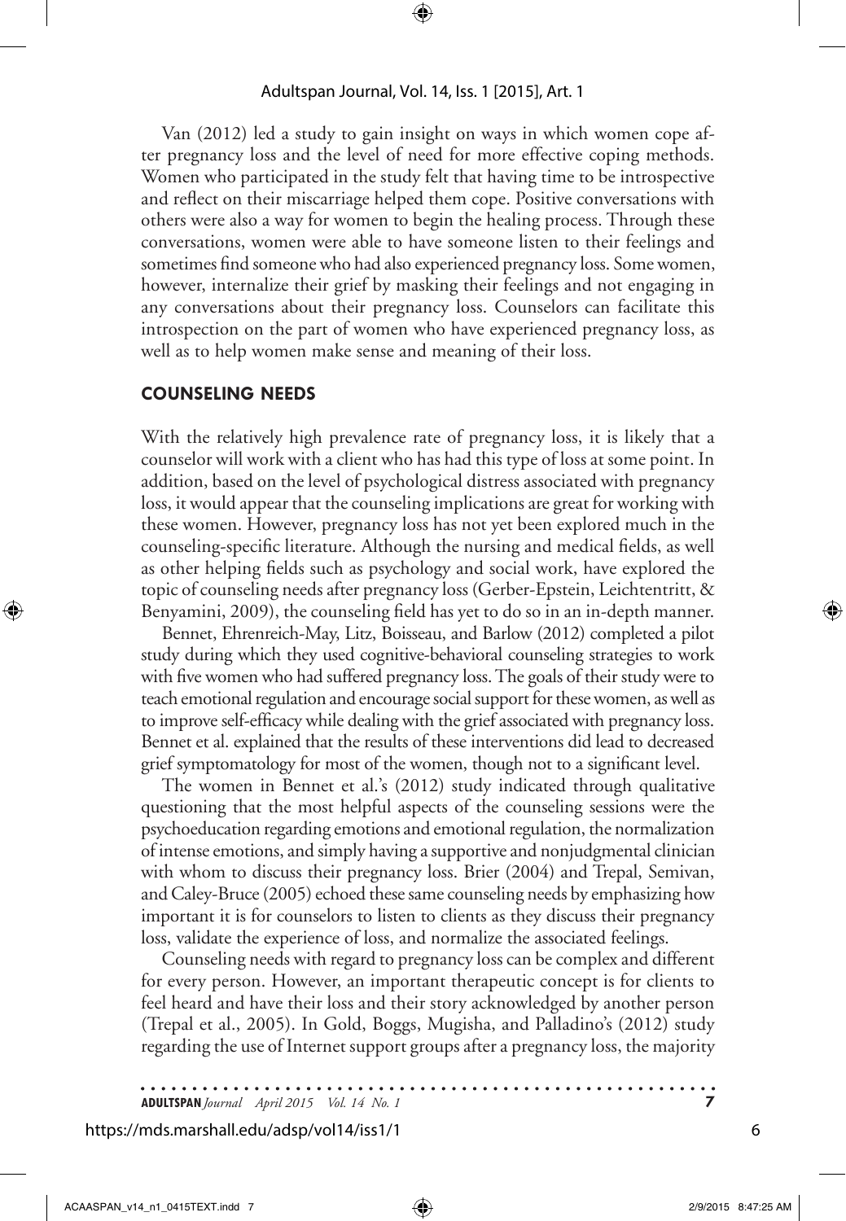Van (2012) led a study to gain insight on ways in which women cope after pregnancy loss and the level of need for more effective coping methods. Women who participated in the study felt that having time to be introspective and reflect on their miscarriage helped them cope. Positive conversations with others were also a way for women to begin the healing process. Through these conversations, women were able to have someone listen to their feelings and sometimes find someone who had also experienced pregnancy loss. Some women, however, internalize their grief by masking their feelings and not engaging in any conversations about their pregnancy loss. Counselors can facilitate this introspection on the part of women who have experienced pregnancy loss, as well as to help women make sense and meaning of their loss.

## COUNSELING NEEDS

With the relatively high prevalence rate of pregnancy loss, it is likely that a counselor will work with a client who has had this type of loss at some point. In addition, based on the level of psychological distress associated with pregnancy loss, it would appear that the counseling implications are great for working with these women. However, pregnancy loss has not yet been explored much in the counseling-specific literature. Although the nursing and medical fields, as well as other helping fields such as psychology and social work, have explored the topic of counseling needs after pregnancy loss (Gerber-Epstein, Leichtentritt, & Benyamini, 2009), the counseling field has yet to do so in an in-depth manner.

Bennet, Ehrenreich-May, Litz, Boisseau, and Barlow (2012) completed a pilot study during which they used cognitive-behavioral counseling strategies to work with five women who had suffered pregnancy loss. The goals of their study were to teach emotional regulation and encourage social support for these women, as well as to improve self-efficacy while dealing with the grief associated with pregnancy loss. Bennet et al. explained that the results of these interventions did lead to decreased grief symptomatology for most of the women, though not to a significant level.

The women in Bennet et al.'s (2012) study indicated through qualitative questioning that the most helpful aspects of the counseling sessions were the psychoeducation regarding emotions and emotional regulation, the normalization of intense emotions, and simply having a supportive and nonjudgmental clinician with whom to discuss their pregnancy loss. Brier (2004) and Trepal, Semivan, and Caley-Bruce (2005) echoed these same counseling needs by emphasizing how important it is for counselors to listen to clients as they discuss their pregnancy loss, validate the experience of loss, and normalize the associated feelings.

Counseling needs with regard to pregnancy loss can be complex and different for every person. However, an important therapeutic concept is for clients to feel heard and have their loss and their story acknowledged by another person (Trepal et al., 2005). In Gold, Boggs, Mugisha, and Palladino's (2012) study regarding the use of Internet support groups after a pregnancy loss, the majority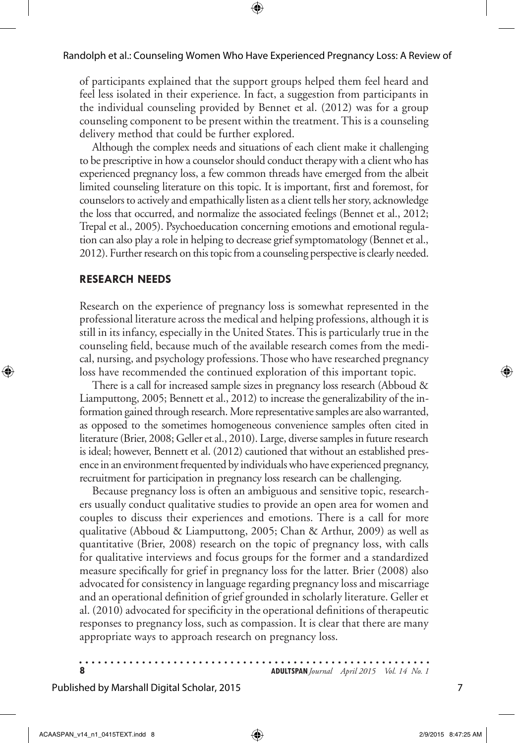of participants explained that the support groups helped them feel heard and feel less isolated in their experience. In fact, a suggestion from participants in the individual counseling provided by Bennet et al. (2012) was for a group counseling component to be present within the treatment. This is a counseling delivery method that could be further explored.

Although the complex needs and situations of each client make it challenging to be prescriptive in how a counselor should conduct therapy with a client who has experienced pregnancy loss, a few common threads have emerged from the albeit limited counseling literature on this topic. It is important, first and foremost, for counselors to actively and empathically listen as a client tells her story, acknowledge the loss that occurred, and normalize the associated feelings (Bennet et al., 2012; Trepal et al., 2005). Psychoeducation concerning emotions and emotional regulation can also play a role in helping to decrease grief symptomatology (Bennet et al., 2012). Further research on this topic from a counseling perspective is clearly needed.

## RESEARCH NEEDS

Research on the experience of pregnancy loss is somewhat represented in the professional literature across the medical and helping professions, although it is still in its infancy, especially in the United States. This is particularly true in the counseling field, because much of the available research comes from the medical, nursing, and psychology professions. Those who have researched pregnancy loss have recommended the continued exploration of this important topic.

There is a call for increased sample sizes in pregnancy loss research (Abboud & Liamputtong, 2005; Bennett et al., 2012) to increase the generalizability of the information gained through research. More representative samples are also warranted, as opposed to the sometimes homogeneous convenience samples often cited in literature (Brier, 2008; Geller et al., 2010). Large, diverse samples in future research is ideal; however, Bennett et al. (2012) cautioned that without an established presence in an environment frequented by individuals who have experienced pregnancy, recruitment for participation in pregnancy loss research can be challenging.

Because pregnancy loss is often an ambiguous and sensitive topic, researchers usually conduct qualitative studies to provide an open area for women and couples to discuss their experiences and emotions. There is a call for more qualitative (Abboud & Liamputtong, 2005; Chan & Arthur, 2009) as well as quantitative (Brier, 2008) research on the topic of pregnancy loss, with calls for qualitative interviews and focus groups for the former and a standardized measure specifically for grief in pregnancy loss for the latter. Brier (2008) also advocated for consistency in language regarding pregnancy loss and miscarriage and an operational definition of grief grounded in scholarly literature. Geller et al. (2010) advocated for specificity in the operational definitions of therapeutic responses to pregnancy loss, such as compassion. It is clear that there are many appropriate ways to approach research on pregnancy loss.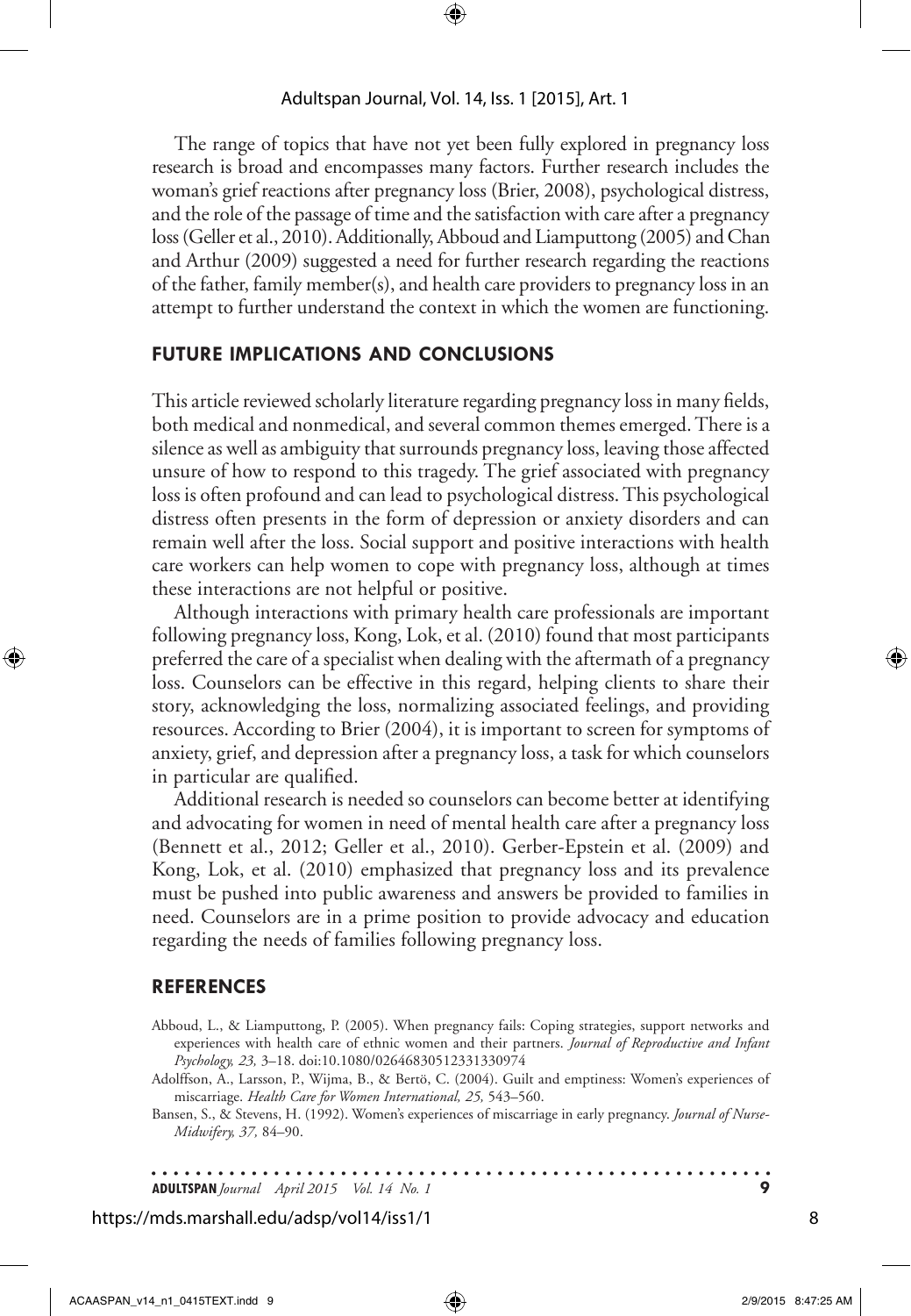The range of topics that have not yet been fully explored in pregnancy loss research is broad and encompasses many factors. Further research includes the woman's grief reactions after pregnancy loss (Brier, 2008), psychological distress, and the role of the passage of time and the satisfaction with care after a pregnancy loss (Geller et al., 2010). Additionally, Abboud and Liamputtong (2005) and Chan and Arthur (2009) suggested a need for further research regarding the reactions of the father, family member(s), and health care providers to pregnancy loss in an attempt to further understand the context in which the women are functioning.

## FUTURE IMPLICATIONS AND CONCLUSIONS

This article reviewed scholarly literature regarding pregnancy loss in many fields, both medical and nonmedical, and several common themes emerged. There is a silence as well as ambiguity that surrounds pregnancy loss, leaving those affected unsure of how to respond to this tragedy. The grief associated with pregnancy loss is often profound and can lead to psychological distress. This psychological distress often presents in the form of depression or anxiety disorders and can remain well after the loss. Social support and positive interactions with health care workers can help women to cope with pregnancy loss, although at times these interactions are not helpful or positive.

Although interactions with primary health care professionals are important following pregnancy loss, Kong, Lok, et al. (2010) found that most participants preferred the care of a specialist when dealing with the aftermath of a pregnancy loss. Counselors can be effective in this regard, helping clients to share their story, acknowledging the loss, normalizing associated feelings, and providing resources. According to Brier (2004), it is important to screen for symptoms of anxiety, grief, and depression after a pregnancy loss, a task for which counselors in particular are qualified.

Additional research is needed so counselors can become better at identifying and advocating for women in need of mental health care after a pregnancy loss (Bennett et al., 2012; Geller et al., 2010). Gerber-Epstein et al. (2009) and Kong, Lok, et al. (2010) emphasized that pregnancy loss and its prevalence must be pushed into public awareness and answers be provided to families in need. Counselors are in a prime position to provide advocacy and education regarding the needs of families following pregnancy loss.

## REFERENCES

Abboud, L., & Liamputtong, P. (2005). When pregnancy fails: Coping strategies, support networks and experiences with health care of ethnic women and their partners. *Journal of Reproductive and Infant Psychology, 23,* 3–18. doi:10.1080/02646830512331330974

Adolffson, A., Larsson, P., Wijma, B., & Bertö, C. (2004). Guilt and emptiness: Women's experiences of miscarriage. *Health Care for Women International, 25,* 543–560.

Bansen, S., & Stevens, H. (1992). Women's experiences of miscarriage in early pregnancy. *Journal of Nurse-Midwifery, 37,* 84–90.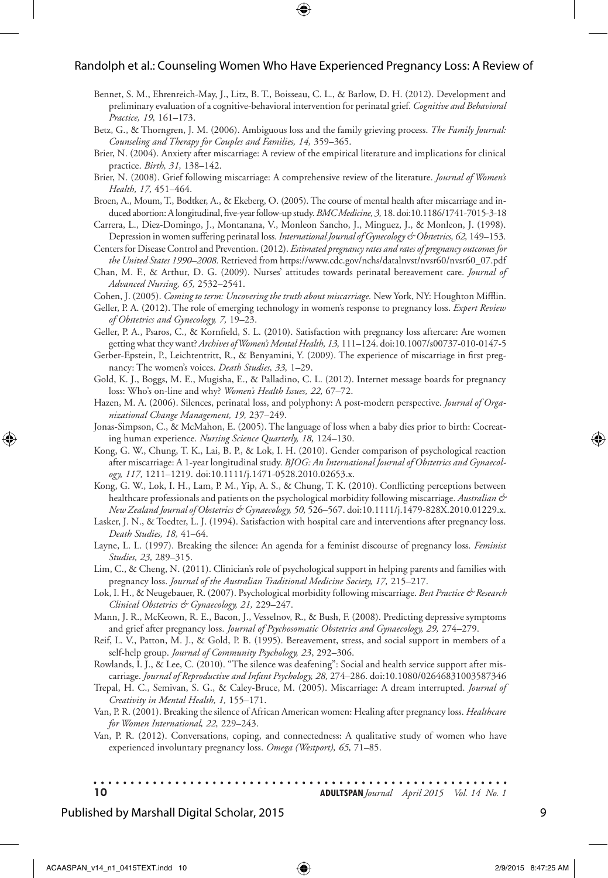Bennet, S. M., Ehrenreich-May, J., Litz, B. T., Boisseau, C. L., & Barlow, D. H. (2012). Development and preliminary evaluation of a cognitive-behavioral intervention for perinatal grief. *Cognitive and Behavioral Practice, 19,* 161–173.

Betz, G., & Thorngren, J. M. (2006). Ambiguous loss and the family grieving process. *The Family Journal: Counseling and Therapy for Couples and Families, 14,* 359–365.

Brier, N. (2004). Anxiety after miscarriage: A review of the empirical literature and implications for clinical practice. *Birth, 31,* 138–142.

Brier, N. (2008). Grief following miscarriage: A comprehensive review of the literature. *Journal of Women's Health, 17,* 451–464.

Broen, A., Moum, T., Bodtker, A., & Ekeberg, O. (2005). The course of mental health after miscarriage and induced abortion: A longitudinal, five-year follow-up study. *BMC Medicine, 3,* 18. doi:10.1186/1741-7015-3-18

Carrera, L., Diez-Domingo, J., Montanana, V., Monleon Sancho, J., Minguez, J., & Monleon, J. (1998). Depression in women suffering perinatal loss. *International Journal of Gynecology & Obstetrics, 62,* 149–153.

Centers for Disease Control and Prevention. (2012). *Estimated pregnancy rates and rates of pregnancy outcomes for the United States 1990–2008.* Retrieved from https://www.cdc.gov/nchs/datalnvst/nvsr60/nvsr60_07.pdf

Chan, M. F., & Arthur, D. G. (2009). Nurses' attitudes towards perinatal bereavement care. *Journal of Advanced Nursing, 65,* 2532–2541.

Cohen, J. (2005). *Coming to term: Uncovering the truth about miscarriage.* New York, NY: Houghton Mifflin.

Geller, P. A. (2012). The role of emerging technology in women's response to pregnancy loss. *Expert Review of Obstetrics and Gynecology, 7,* 19–23.

Geller, P. A., Psaros, C., & Kornfield, S. L. (2010). Satisfaction with pregnancy loss aftercare: Are women getting what they want? *Archives of Women's Mental Health, 13,* 111–124. doi:10.1007/s00737-010-0147-5

Gerber-Epstein, P., Leichtentritt, R., & Benyamini, Y. (2009). The experience of miscarriage in first pregnancy: The women's voices. *Death Studies, 33,* 1–29.

Gold, K. J., Boggs, M. E., Mugisha, E., & Palladino, C. L. (2012). Internet message boards for pregnancy loss: Who's on-line and why? *Women's Health Issues, 22,* 67–72.

Hazen, M. A. (2006). Silences, perinatal loss, and polyphony: A post-modern perspective. *Journal of Organizational Change Management, 19,* 237–249.

Jonas-Simpson, C., & McMahon, E. (2005). The language of loss when a baby dies prior to birth: Cocreating human experience. *Nursing Science Quarterly, 18,* 124–130.

Kong, G. W., Chung, T. K., Lai, B. P., & Lok, I. H. (2010). Gender comparison of psychological reaction after miscarriage: A 1-year longitudinal study. *BJOG: An International Journal of Obstetrics and Gynaecology, 117,* 1211–1219. doi:10.1111/j.1471-0528.2010.02653.x.

Kong, G. W., Lok, I. H., Lam, P. M., Yip, A. S., & Chung, T. K. (2010). Conflicting perceptions between healthcare professionals and patients on the psychological morbidity following miscarriage. *Australian & New Zealand Journal of Obstetrics & Gynaecology, 50,* 526–567. doi:10.1111/j.1479-828X.2010.01229.x.

Lasker, J. N., & Toedter, L. J. (1994). Satisfaction with hospital care and interventions after pregnancy loss. *Death Studies, 18,* 41–64.

Layne, L. L. (1997). Breaking the silence: An agenda for a feminist discourse of pregnancy loss. *Feminist Studies, 23,* 289–315.

Lim, C., & Cheng, N. (2011). Clinician's role of psychological support in helping parents and families with pregnancy loss. *Journal of the Australian Traditional Medicine Society, 17,* 215–217.

Lok, I. H., & Neugebauer, R. (2007). Psychological morbidity following miscarriage. *Best Practice & Research Clinical Obstetrics & Gynaecology, 21,* 229–247.

Mann, J. R., McKeown, R. E., Bacon, J., Vesselnov, R., & Bush, F. (2008). Predicting depressive symptoms and grief after pregnancy loss. *Journal of Psychosomatic Obstetrics and Gynaecology, 29,* 274–279.

Reif, L. V., Patton, M. J., & Gold, P. B. (1995). Bereavement, stress, and social support in members of a self-help group. *Journal of Community Psychology, 23*, 292–306.

Rowlands, I. J., & Lee, C. (2010). "The silence was deafening": Social and health service support after miscarriage. *Journal of Reproductive and Infant Psychology, 28,* 274–286. doi:10.1080/02646831003587346

Trepal, H. C., Semivan, S. G., & Caley-Bruce, M. (2005). Miscarriage: A dream interrupted. *Journal of Creativity in Mental Health, 1,* 155–171.

Van, P. R. (2001). Breaking the silence of African American women: Healing after pregnancy loss. *Healthcare for Women International, 22,* 229–243.

Van, P. R. (2012). Conversations, coping, and connectedness: A qualitative study of women who have experienced involuntary pregnancy loss. *Omega (Westport), 65,* 71–85.